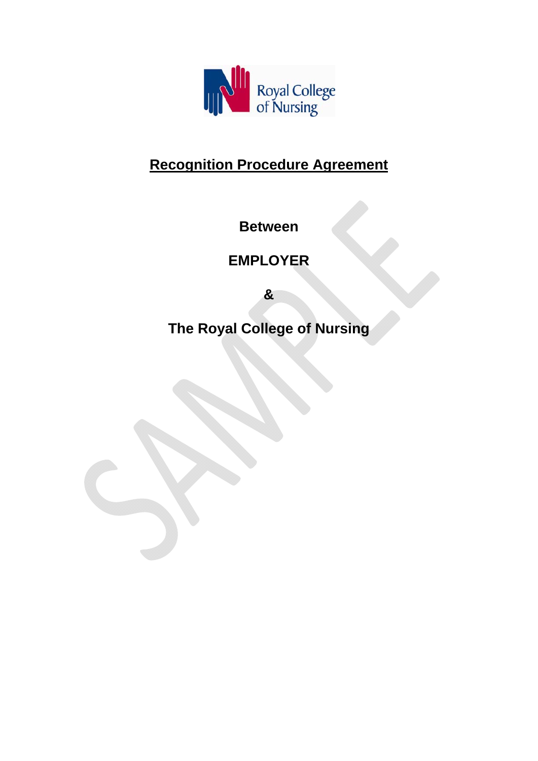Royal College of Nursing

# Recognition Procedure Agreement

**Between**

**EMPLOYER**

**&**

**The Royal College of Nursing**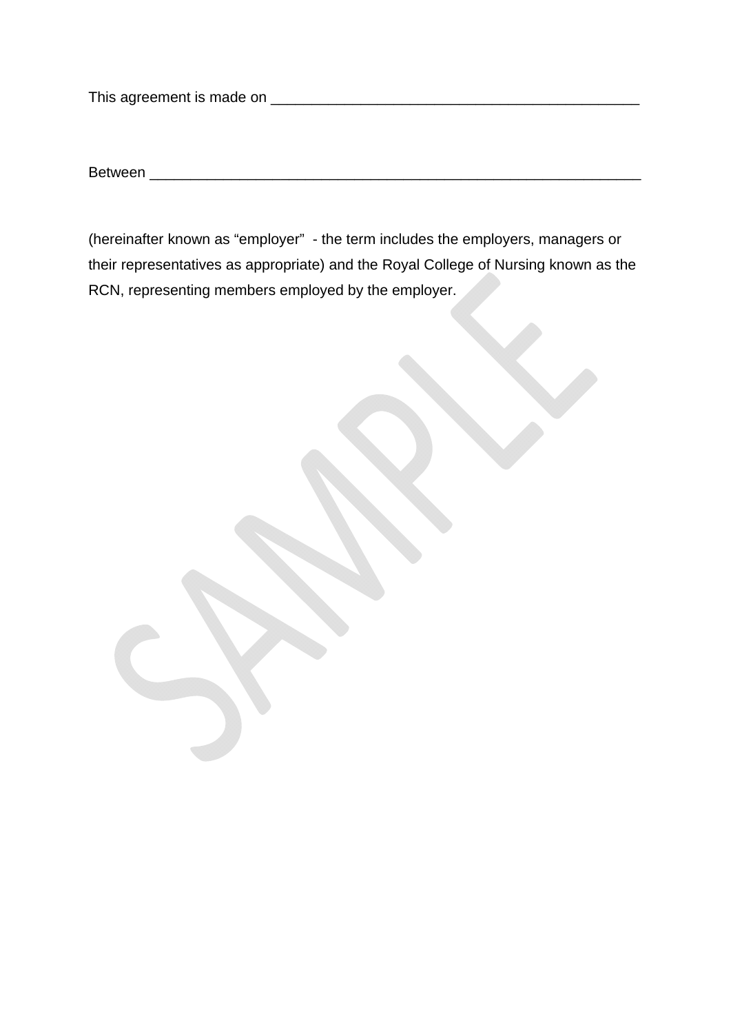This agreement is made on _____________________________________________

Between ____________________________________________________________

(hereinafter known as “employer” - the term includes the employers, managers or their representatives as appropriate) and the Royal College of Nursing known as the RCN, representing members employed by the employer.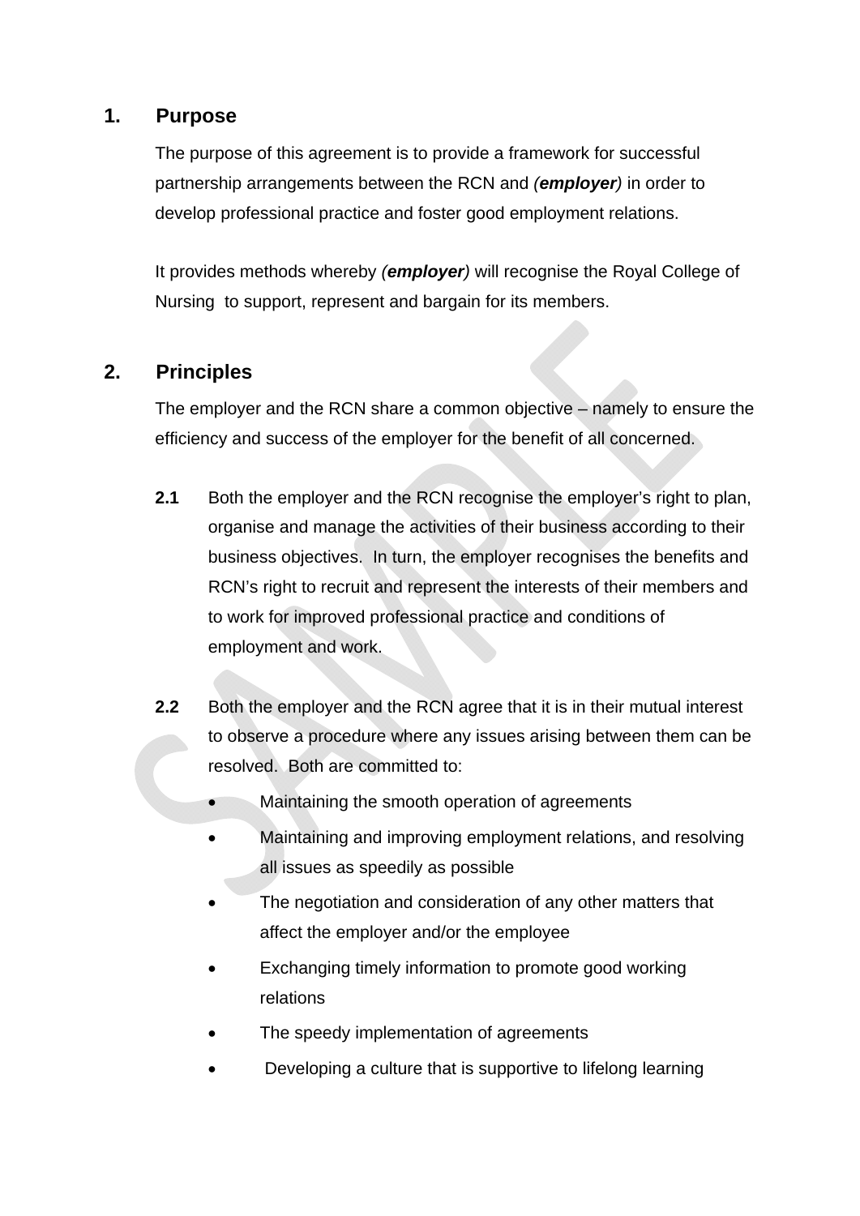## 1. Purpose

The purpose of this agreement is to provide a framework for successful partnership arrangements between the RCN and ***(employer)*** in order to develop professional practice and foster good employment relations.

It provides methods whereby ***(employer)*** will recognise the Royal College of Nursing to support, represent and bargain for its members.

## 2. Principles

The employer and the RCN share a common objective – namely to ensure the efficiency and success of the employer for the benefit of all concerned.

**2.1** Both the employer and the RCN recognise the employer's right to plan, organise and manage the activities of their business according to their business objectives. In turn, the employer recognises the benefits and RCN's right to recruit and represent the interests of their members and to work for improved professional practice and conditions of employment and work.

**2.2** Both the employer and the RCN agree that it is in their mutual interest to observe a procedure where any issues arising between them can be resolved. Both are committed to:

- Maintaining the smooth operation of agreements
- Maintaining and improving employment relations, and resolving all issues as speedily as possible
- The negotiation and consideration of any other matters that affect the employer and/or the employee
- Exchanging timely information to promote good working relations
- The speedy implementation of agreements
- Developing a culture that is supportive to lifelong learning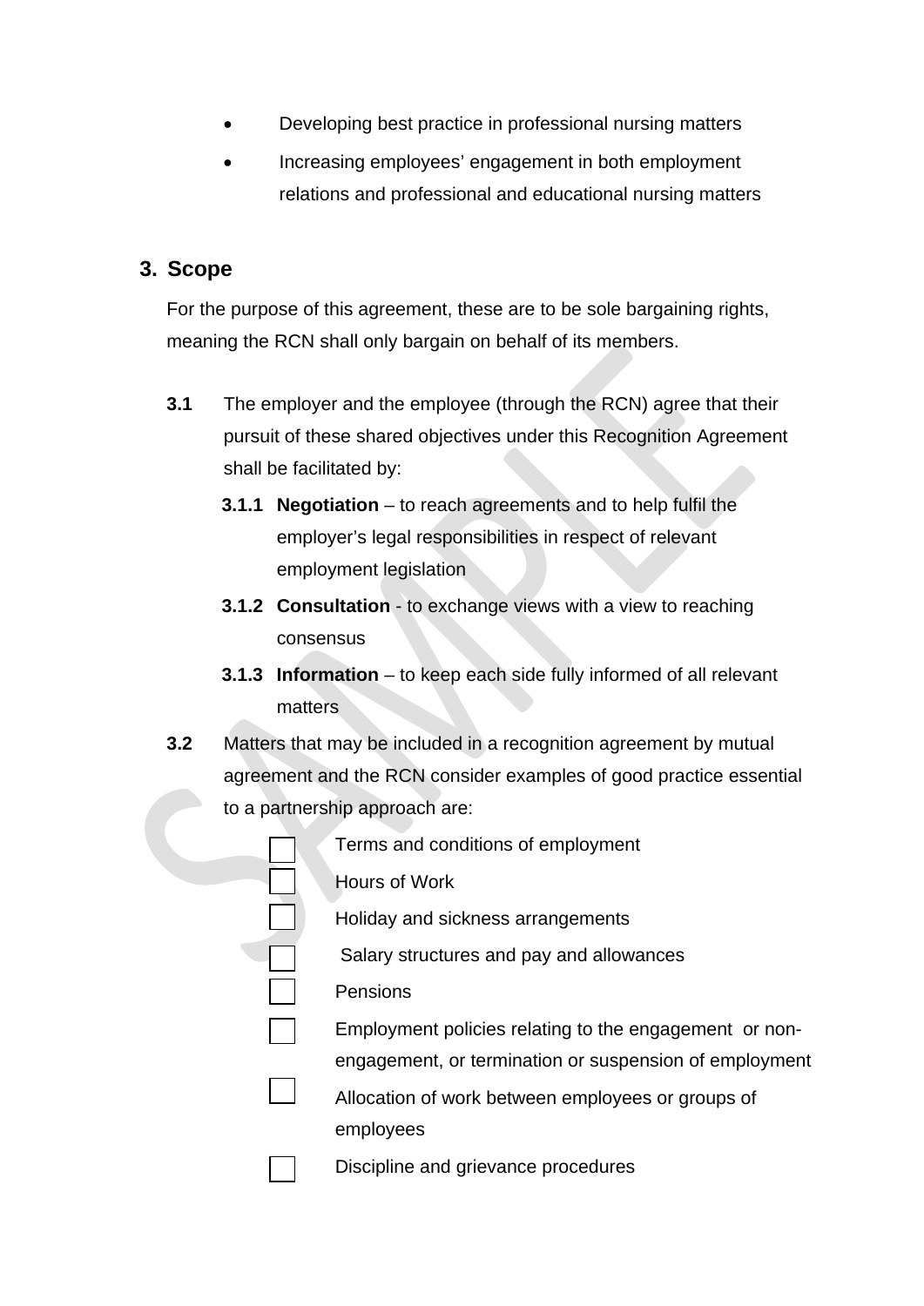- Developing best practice in professional nursing matters
- Increasing employees' engagement in both employment relations and professional and educational nursing matters

## 3. Scope

For the purpose of this agreement, these are to be sole bargaining rights, meaning the RCN shall only bargain on behalf of its members.

**3.1** The employer and the employee (through the RCN) agree that their pursuit of these shared objectives under this Recognition Agreement shall be facilitated by:

**3.1.1** **Negotiation** – to reach agreements and to help fulfil the employer's legal responsibilities in respect of relevant employment legislation

**3.1.2** **Consultation** - to exchange views with a view to reaching consensus

**3.1.3** **Information** – to keep each side fully informed of all relevant matters

**3.2** Matters that may be included in a recognition agreement by mutual agreement and the RCN consider examples of good practice essential to a partnership approach are:

- [ ] Terms and conditions of employment
- [ ] Hours of Work
- [ ] Holiday and sickness arrangements
- [ ] Salary structures and pay and allowances
- [ ] Pensions
- [ ] Employment policies relating to the engagement or non-engagement, or termination or suspension of employment
- [ ] Allocation of work between employees or groups of employees
- [ ] Discipline and grievance procedures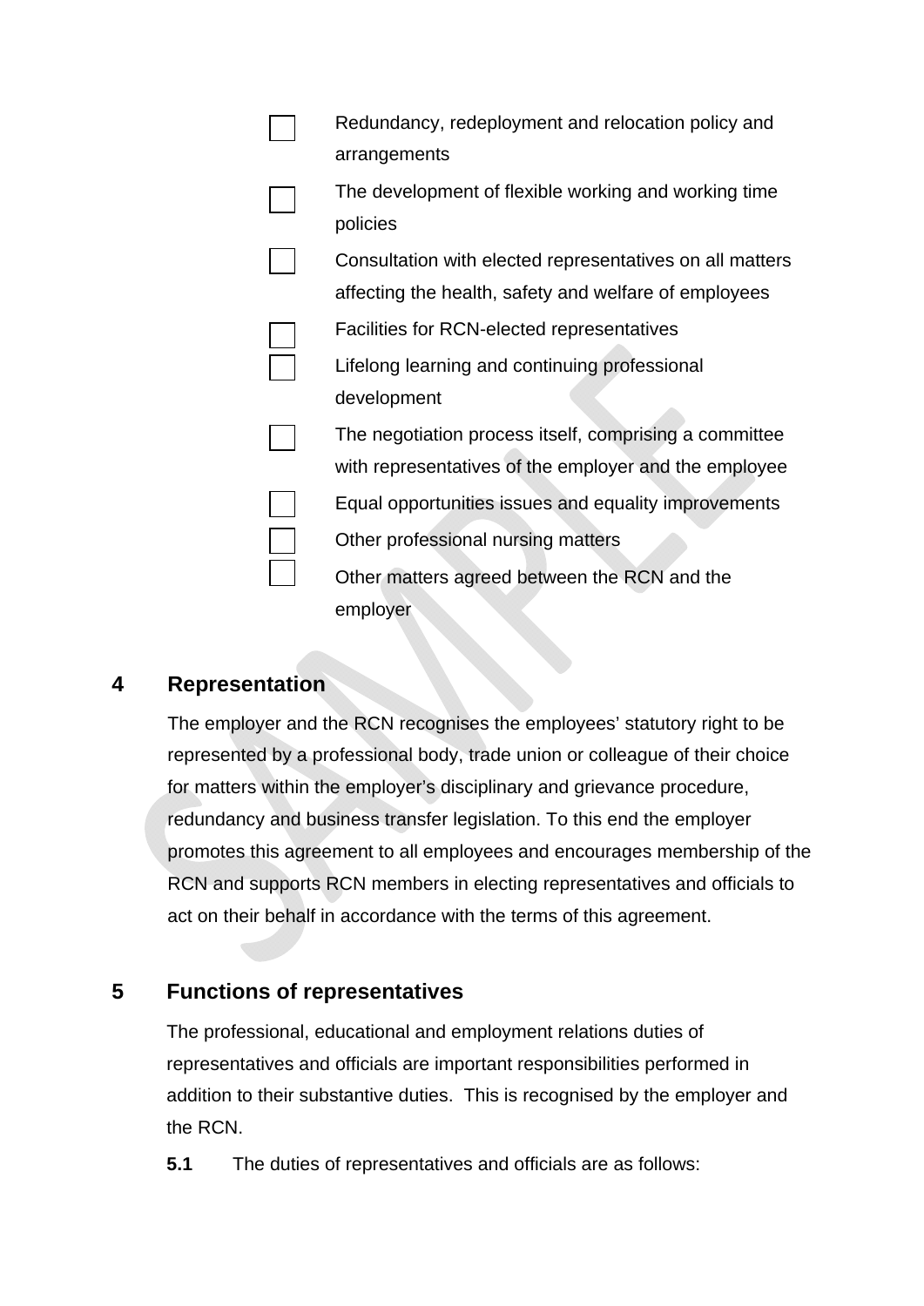- ☐ Redundancy, redeployment and relocation policy and arrangements
- ☐ The development of flexible working and working time policies
- ☐ Consultation with elected representatives on all matters affecting the health, safety and welfare of employees
- ☐ Facilities for RCN-elected representatives
- ☐ Lifelong learning and continuing professional development
- ☐ The negotiation process itself, comprising a committee with representatives of the employer and the employee
- ☐ Equal opportunities issues and equality improvements
- ☐ Other professional nursing matters
- ☐ Other matters agreed between the RCN and the employer

## 4 Representation

The employer and the RCN recognises the employees' statutory right to be represented by a professional body, trade union or colleague of their choice for matters within the employer's disciplinary and grievance procedure, redundancy and business transfer legislation. To this end the employer promotes this agreement to all employees and encourages membership of the RCN and supports RCN members in electing representatives and officials to act on their behalf in accordance with the terms of this agreement.

## 5 Functions of representatives

The professional, educational and employment relations duties of representatives and officials are important responsibilities performed in addition to their substantive duties. This is recognised by the employer and the RCN.

**5.1** The duties of representatives and officials are as follows: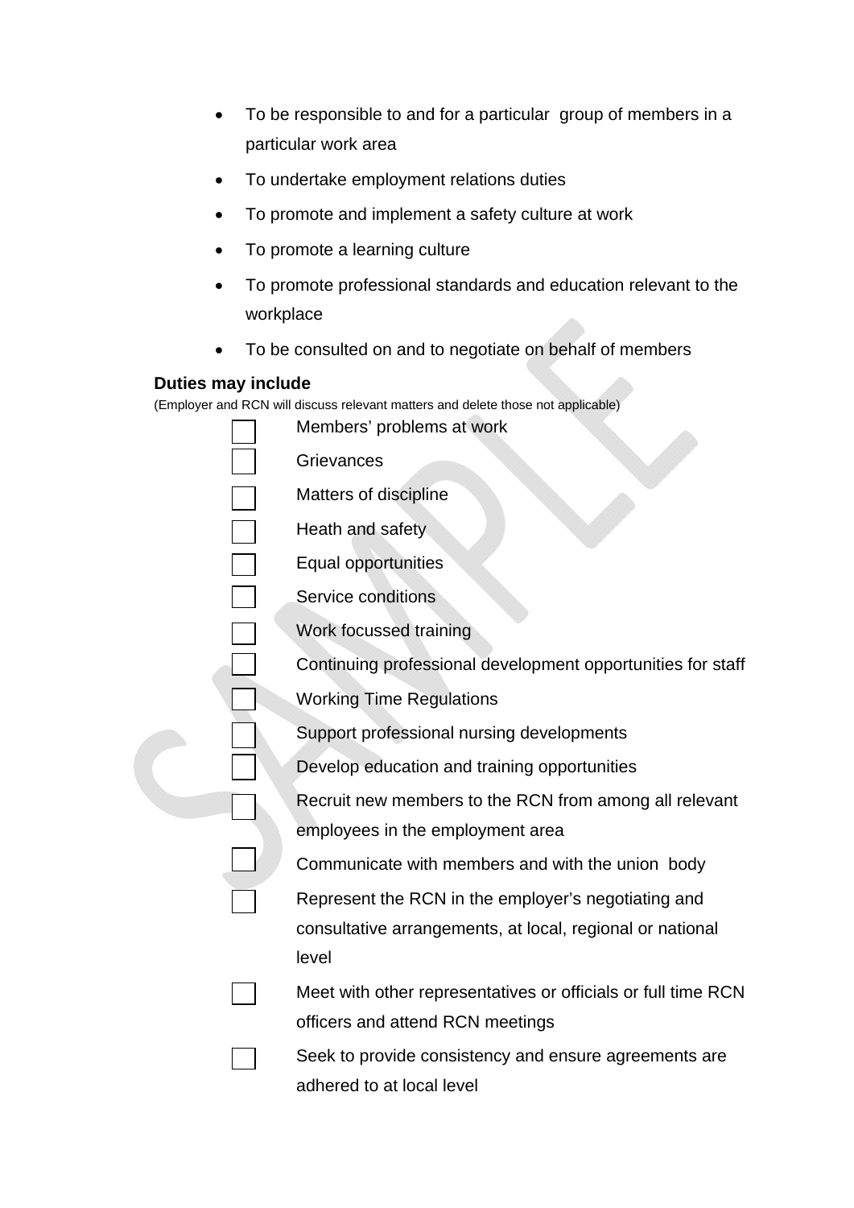- To be responsible to and for a particular group of members in a particular work area
- To undertake employment relations duties
- To promote and implement a safety culture at work
- To promote a learning culture
- To promote professional standards and education relevant to the workplace
- To be consulted on and to negotiate on behalf of members

**Duties may include**

(Employer and RCN will discuss relevant matters and delete those not applicable)

- ☐ Members' problems at work
- ☐ Grievances
- ☐ Matters of discipline
- ☐ Heath and safety
- ☐ Equal opportunities
- ☐ Service conditions
- ☐ Work focussed training
- ☐ Continuing professional development opportunities for staff
- ☐ Working Time Regulations
- ☐ Support professional nursing developments
- ☐ Develop education and training opportunities
- ☐ Recruit new members to the RCN from among all relevant employees in the employment area
- ☐ Communicate with members and with the union body
- ☐ Represent the RCN in the employer's negotiating and consultative arrangements, at local, regional or national level
- ☐ Meet with other representatives or officials or full time RCN officers and attend RCN meetings
- ☐ Seek to provide consistency and ensure agreements are adhered to at local level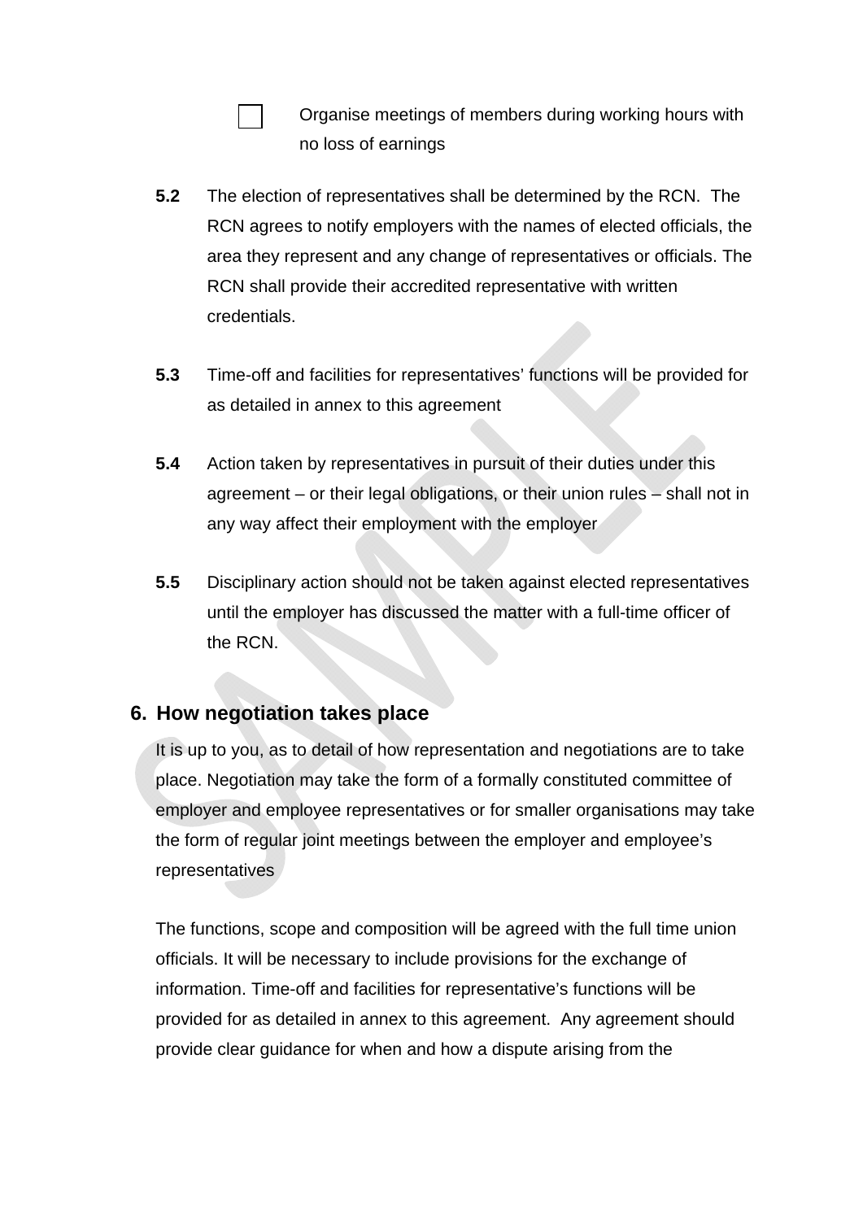- [ ] Organise meetings of members during working hours with no loss of earnings

**5.2** The election of representatives shall be determined by the RCN. The RCN agrees to notify employers with the names of elected officials, the area they represent and any change of representatives or officials. The RCN shall provide their accredited representative with written credentials.

**5.3** Time-off and facilities for representatives' functions will be provided for as detailed in annex to this agreement

**5.4** Action taken by representatives in pursuit of their duties under this agreement – or their legal obligations, or their union rules – shall not in any way affect their employment with the employer

**5.5** Disciplinary action should not be taken against elected representatives until the employer has discussed the matter with a full-time officer of the RCN.

## 6. How negotiation takes place

It is up to you, as to detail of how representation and negotiations are to take place. Negotiation may take the form of a formally constituted committee of employer and employee representatives or for smaller organisations may take the form of regular joint meetings between the employer and employee's representatives

The functions, scope and composition will be agreed with the full time union officials. It will be necessary to include provisions for the exchange of information. Time-off and facilities for representative's functions will be provided for as detailed in annex to this agreement. Any agreement should provide clear guidance for when and how a dispute arising from the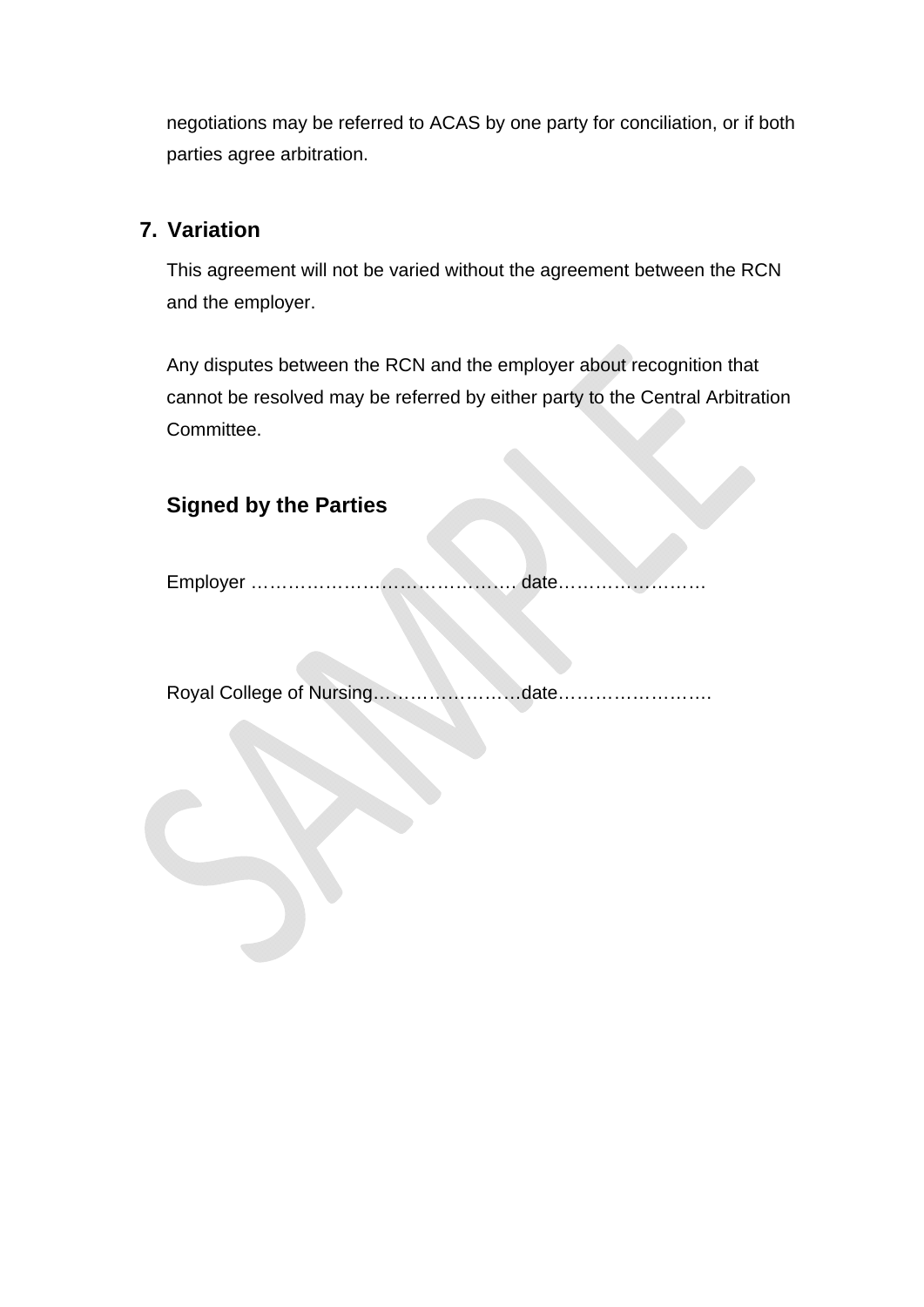negotiations may be referred to ACAS by one party for conciliation, or if both parties agree arbitration.

## 7. Variation

This agreement will not be varied without the agreement between the RCN and the employer.

Any disputes between the RCN and the employer about recognition that cannot be resolved may be referred by either party to the Central Arbitration Committee.

## Signed by the Parties

Employer ……………………………………… date……………………

Royal College of Nursing……………………date…………………….